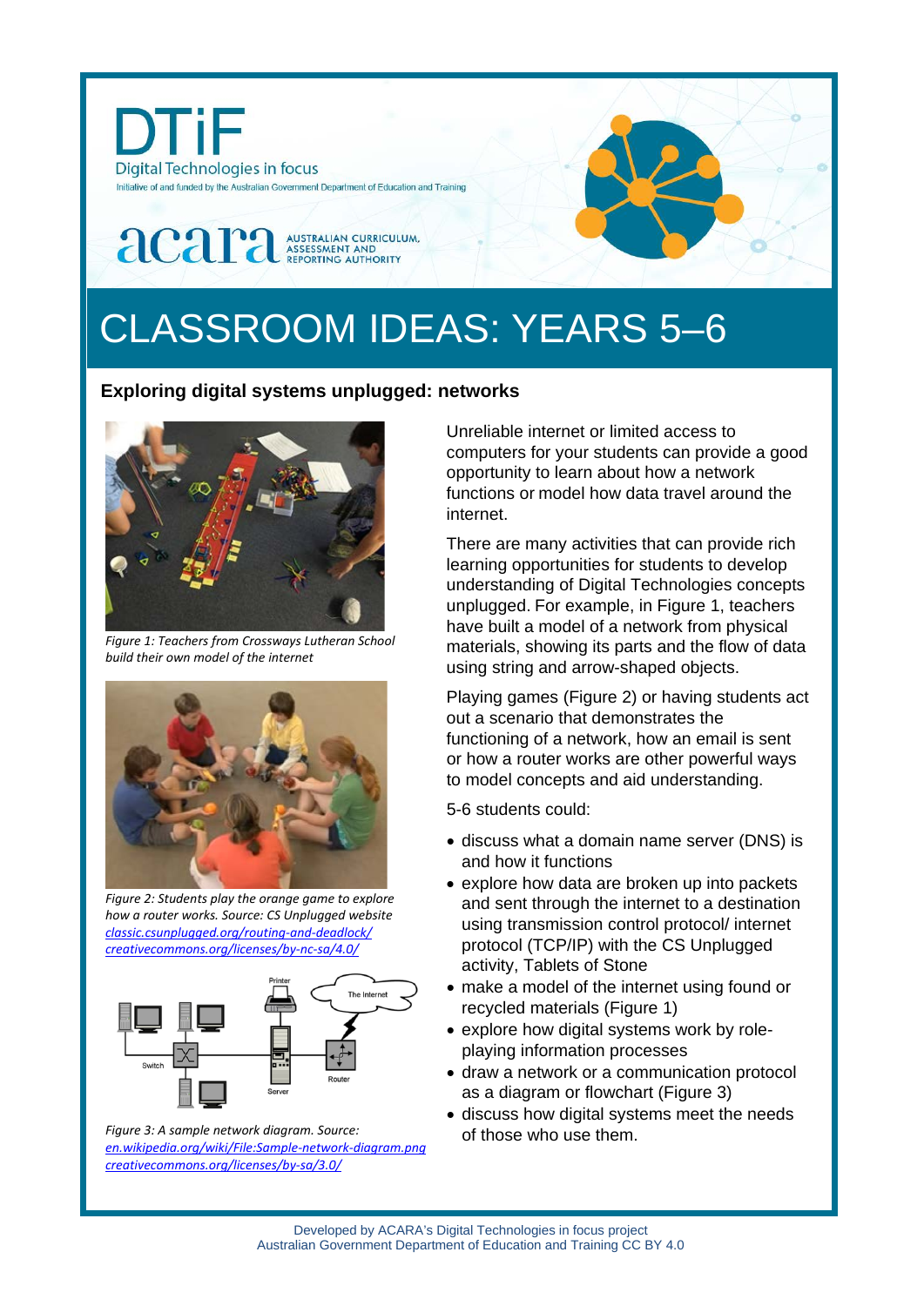DTiF

Digital Technologies in focus

Initiative of and funded by the Australian Government Department of Education and Training

acara AUSTRALIAN CURRICULUM, ASSESSMENT AND REPORTING AUTHORITY

# CLASSROOM IDEAS: YEARS 5–6

### Exploring digital systems unplugged: networks

*Figure 1: Teachers from Crossways Lutheran School build their own model of the internet*

*Figure 2: Students play the orange game to explore how a router works. Source: CS Unplugged website [classic.csunplugged.org/routing-and-deadlock/](classic.csunplugged.org/routing-and-deadlock/) [creativecommons.org/licenses/by-nc-sa/4.0/](creativecommons.org/licenses/by-nc-sa/4.0/)*

*Figure 3: A sample network diagram. Source: [en.wikipedia.org/wiki/File:Sample-network-diagram.png](en.wikipedia.org/wiki/File:Sample-network-diagram.png) [creativecommons.org/licenses/by-sa/3.0/](creativecommons.org/licenses/by-sa/3.0/)*

Unreliable internet or limited access to computers for your students can provide a good opportunity to learn about how a network functions or model how data travel around the internet.

There are many activities that can provide rich learning opportunities for students to develop understanding of Digital Technologies concepts unplugged. For example, in Figure 1, teachers have built a model of a network from physical materials, showing its parts and the flow of data using string and arrow-shaped objects.

Playing games (Figure 2) or having students act out a scenario that demonstrates the functioning of a network, how an email is sent or how a router works are other powerful ways to model concepts and aid understanding.

5-6 students could:

- discuss what a domain name server (DNS) is and how it functions
- explore how data are broken up into packets and sent through the internet to a destination using transmission control protocol/ internet protocol (TCP/IP) with the CS Unplugged activity, Tablets of Stone
- make a model of the internet using found or recycled materials (Figure 1)
- explore how digital systems work by role-playing information processes
- draw a network or a communication protocol as a diagram or flowchart (Figure 3)
- discuss how digital systems meet the needs of those who use them.

Developed by ACARA's Digital Technologies in focus project
Australian Government Department of Education and Training CC BY 4.0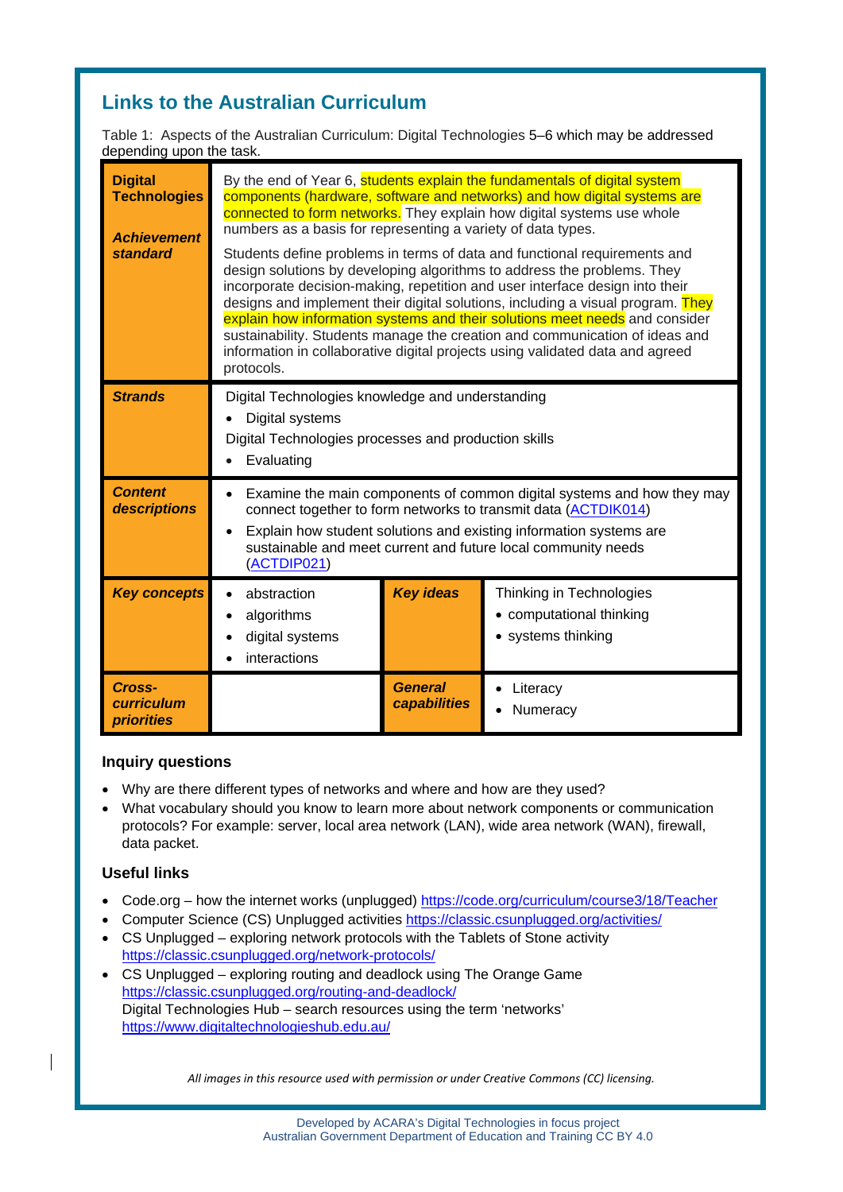## Links to the Australian Curriculum

Table 1: Aspects of the Australian Curriculum: Digital Technologies 5–6 which may be addressed depending upon the task.

| | | | |
|---|---|---|---|
| **Digital Technologies** ***Achievement standard*** | By the end of Year 6, students explain the fundamentals of digital system components (hardware, software and networks) and how digital systems are connected to form networks. They explain how digital systems use whole numbers as a basis for representing a variety of data types. Students define problems in terms of data and functional requirements and design solutions by developing algorithms to address the problems. They incorporate decision-making, repetition and user interface design into their designs and implement their digital solutions, including a visual program. They explain how information systems and their solutions meet needs and consider sustainability. Students manage the creation and communication of ideas and information in collaborative digital projects using validated data and agreed protocols. | | |
| ***Strands*** | Digital Technologies knowledge and understanding<br>• Digital systems<br>Digital Technologies processes and production skills<br>• Evaluating | | |
| ***Content descriptions*** | • Examine the main components of common digital systems and how they may connect together to form networks to transmit data (ACTDIK014)<br>• Explain how student solutions and existing information systems are sustainable and meet current and future local community needs (ACTDIP021) | | |
| ***Key concepts*** | • abstraction<br>• algorithms<br>• digital systems<br>• interactions | ***Key ideas*** | Thinking in Technologies<br>• computational thinking<br>• systems thinking |
| ***Cross-curriculum priorities*** | | ***General capabilities*** | • Literacy<br>• Numeracy |

### Inquiry questions

- Why are there different types of networks and where and how are they used?
- What vocabulary should you know to learn more about network components or communication protocols? For example: server, local area network (LAN), wide area network (WAN), firewall, data packet.

### Useful links

- Code.org – how the internet works (unplugged) https://code.org/curriculum/course3/18/Teacher
- Computer Science (CS) Unplugged activities https://classic.csunplugged.org/activities/
- CS Unplugged – exploring network protocols with the Tablets of Stone activity https://classic.csunplugged.org/network-protocols/
- CS Unplugged – exploring routing and deadlock using The Orange Game https://classic.csunplugged.org/routing-and-deadlock/
  Digital Technologies Hub – search resources using the term 'networks' https://www.digitaltechnologieshub.edu.au/

*All images in this resource used with permission or under Creative Commons (CC) licensing.*

Developed by ACARA's Digital Technologies in focus project
Australian Government Department of Education and Training CC BY 4.0